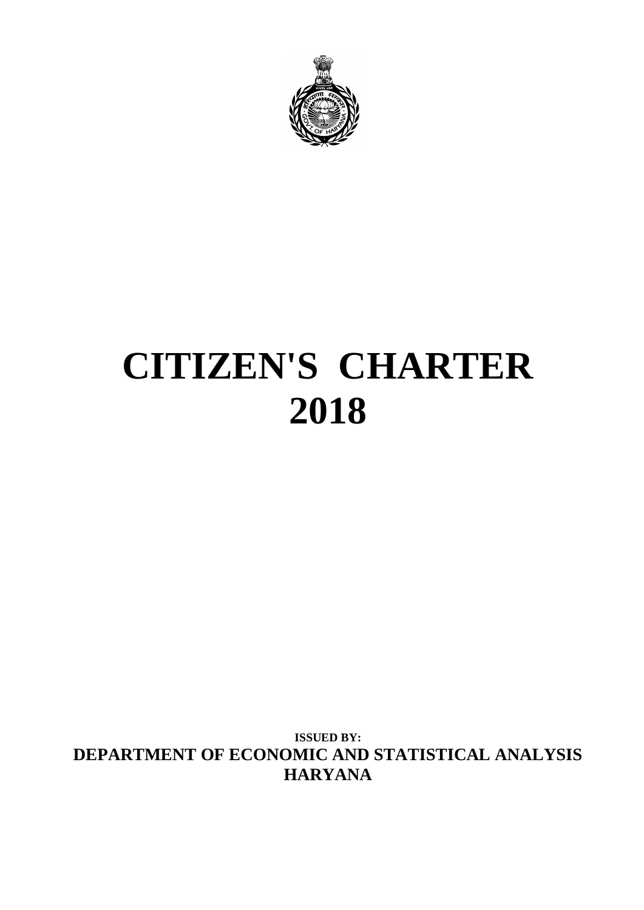# CITIZEN'S CHARTER
# 2018

**ISSUED BY:**

**DEPARTMENT OF ECONOMIC AND STATISTICAL ANALYSIS**
**HARYANA**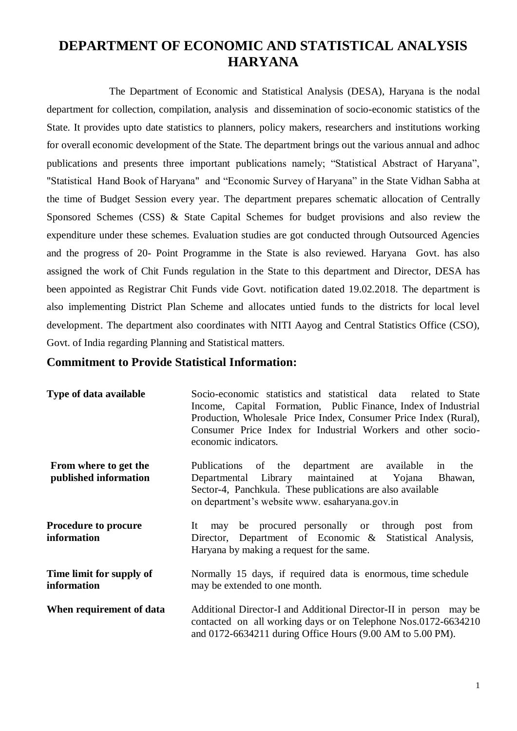# DEPARTMENT OF ECONOMIC AND STATISTICAL ANALYSIS HARYANA

The Department of Economic and Statistical Analysis (DESA), Haryana is the nodal department for collection, compilation, analysis and dissemination of socio-economic statistics of the State. It provides upto date statistics to planners, policy makers, researchers and institutions working for overall economic development of the State. The department brings out the various annual and adhoc publications and presents three important publications namely; "Statistical Abstract of Haryana", "Statistical Hand Book of Haryana" and "Economic Survey of Haryana" in the State Vidhan Sabha at the time of Budget Session every year. The department prepares schematic allocation of Centrally Sponsored Schemes (CSS) & State Capital Schemes for budget provisions and also review the expenditure under these schemes. Evaluation studies are got conducted through Outsourced Agencies and the progress of 20- Point Programme in the State is also reviewed. Haryana Govt. has also assigned the work of Chit Funds regulation in the State to this department and Director, DESA has been appointed as Registrar Chit Funds vide Govt. notification dated 19.02.2018. The department is also implementing District Plan Scheme and allocates untied funds to the districts for local level development. The department also coordinates with NITI Aayog and Central Statistics Office (CSO), Govt. of India regarding Planning and Statistical matters.

## Commitment to Provide Statistical Information:

| | |
|---|---|
| **Type of data available** | Socio-economic statistics and statistical data related to State Income, Capital Formation, Public Finance, Index of Industrial Production, Wholesale Price Index, Consumer Price Index (Rural), Consumer Price Index for Industrial Workers and other socio-economic indicators. |
| **From where to get the published information** | Publications of the department are available in the Departmental Library maintained at Yojana Bhawan, Sector-4, Panchkula. These publications are also available on department's website www. esaharyana.gov.in |
| **Procedure to procure information** | It may be procured personally or through post from Director, Department of Economic & Statistical Analysis, Haryana by making a request for the same. |
| **Time limit for supply of information** | Normally 15 days, if required data is enormous, time schedule may be extended to one month. |
| **When requirement of data** | Additional Director-I and Additional Director-II in person may be contacted on all working days or on Telephone Nos.0172-6634210 and 0172-6634211 during Office Hours (9.00 AM to 5.00 PM). |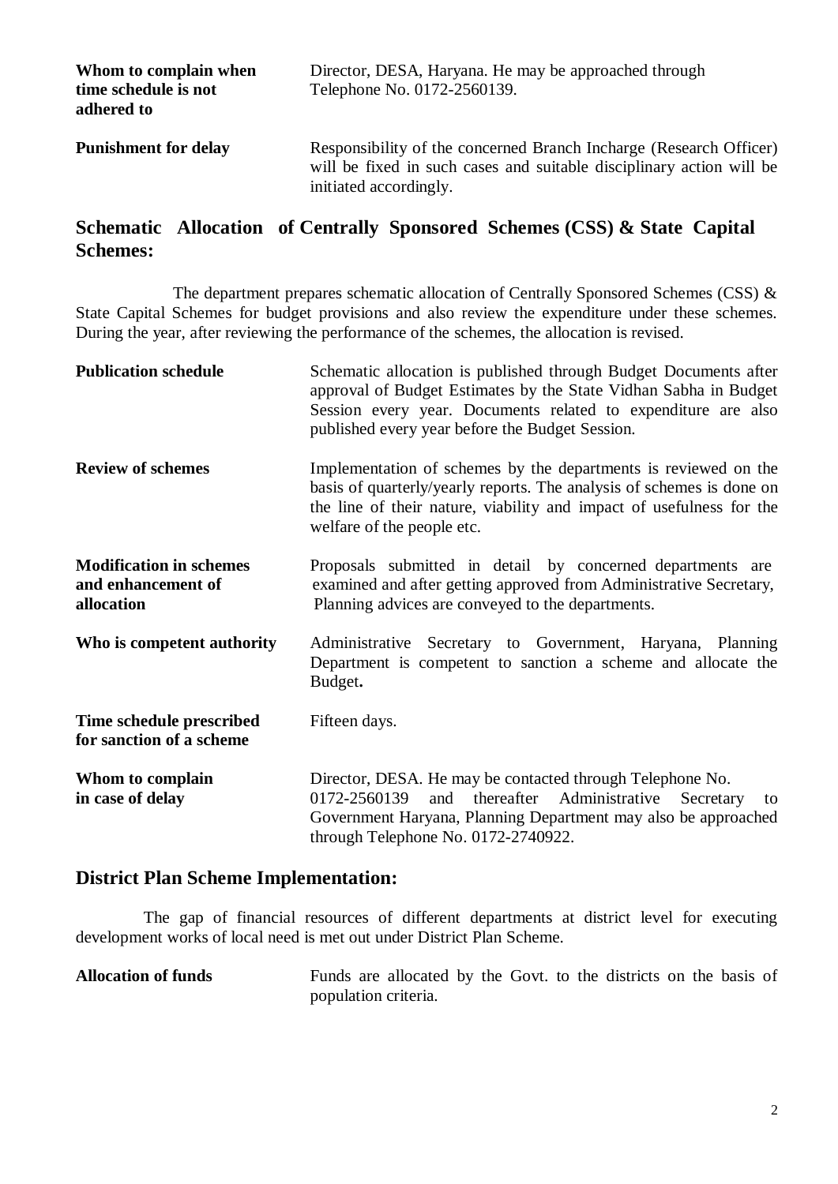| | |
|---|---|
| **Whom to complain when time schedule is not adhered to** | Director, DESA, Haryana. He may be approached through Telephone No. 0172-2560139. |
| **Punishment for delay** | Responsibility of the concerned Branch Incharge (Research Officer) will be fixed in such cases and suitable disciplinary action will be initiated accordingly. |

## Schematic Allocation of Centrally Sponsored Schemes (CSS) & State Capital Schemes:

The department prepares schematic allocation of Centrally Sponsored Schemes (CSS) & State Capital Schemes for budget provisions and also review the expenditure under these schemes. During the year, after reviewing the performance of the schemes, the allocation is revised.

| | |
|---|---|
| **Publication schedule** | Schematic allocation is published through Budget Documents after approval of Budget Estimates by the State Vidhan Sabha in Budget Session every year. Documents related to expenditure are also published every year before the Budget Session. |
| **Review of schemes** | Implementation of schemes by the departments is reviewed on the basis of quarterly/yearly reports. The analysis of schemes is done on the line of their nature, viability and impact of usefulness for the welfare of the people etc. |
| **Modification in schemes and enhancement of allocation** | Proposals submitted in detail by concerned departments are examined and after getting approved from Administrative Secretary, Planning advices are conveyed to the departments. |
| **Who is competent authority** | Administrative Secretary to Government, Haryana, Planning Department is competent to sanction a scheme and allocate the Budget**.** |
| **Time schedule prescribed for sanction of a scheme** | Fifteen days. |
| **Whom to complain in case of delay** | Director, DESA. He may be contacted through Telephone No. 0172-2560139 and thereafter Administrative Secretary to Government Haryana, Planning Department may also be approached through Telephone No. 0172-2740922. |

## District Plan Scheme Implementation:

The gap of financial resources of different departments at district level for executing development works of local need is met out under District Plan Scheme.

| | |
|---|---|
| **Allocation of funds** | Funds are allocated by the Govt. to the districts on the basis of population criteria. |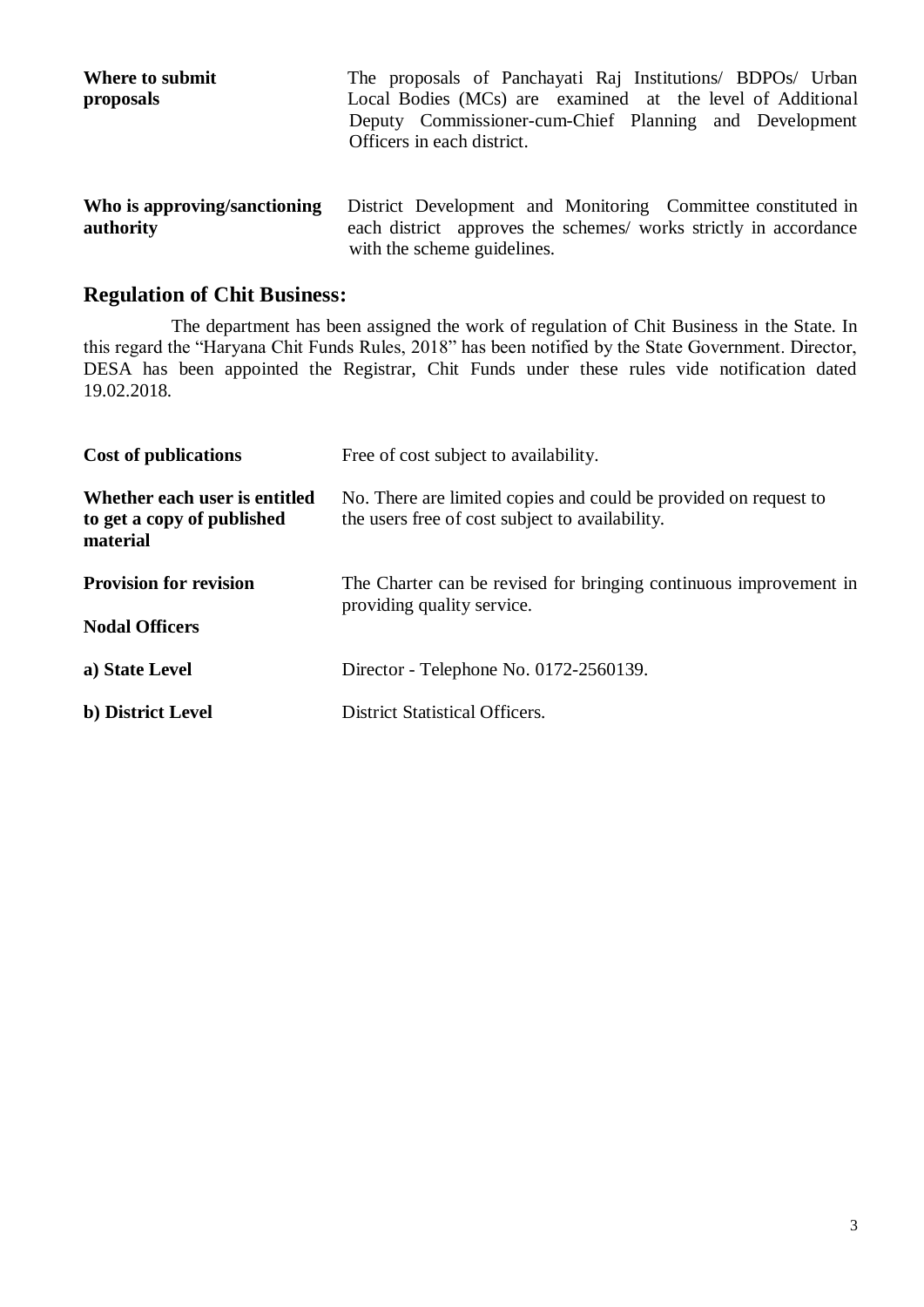| | |
|---|---|
| **Where to submit proposals** | The proposals of Panchayati Raj Institutions/ BDPOs/ Urban Local Bodies (MCs) are examined at the level of Additional Deputy Commissioner-cum-Chief Planning and Development Officers in each district. |
| **Who is approving/sanctioning authority** | District Development and Monitoring Committee constituted in each district approves the schemes/ works strictly in accordance with the scheme guidelines. |

## Regulation of Chit Business:

The department has been assigned the work of regulation of Chit Business in the State. In this regard the "Haryana Chit Funds Rules, 2018" has been notified by the State Government. Director, DESA has been appointed the Registrar, Chit Funds under these rules vide notification dated 19.02.2018.

| | |
|---|---|
| **Cost of publications** | Free of cost subject to availability. |
| **Whether each user is entitled to get a copy of published material** | No. There are limited copies and could be provided on request to the users free of cost subject to availability. |
| **Provision for revision** | The Charter can be revised for bringing continuous improvement in providing quality service. |
| **Nodal Officers** | |
| **a) State Level** | Director - Telephone No. 0172-2560139. |
| **b) District Level** | District Statistical Officers. |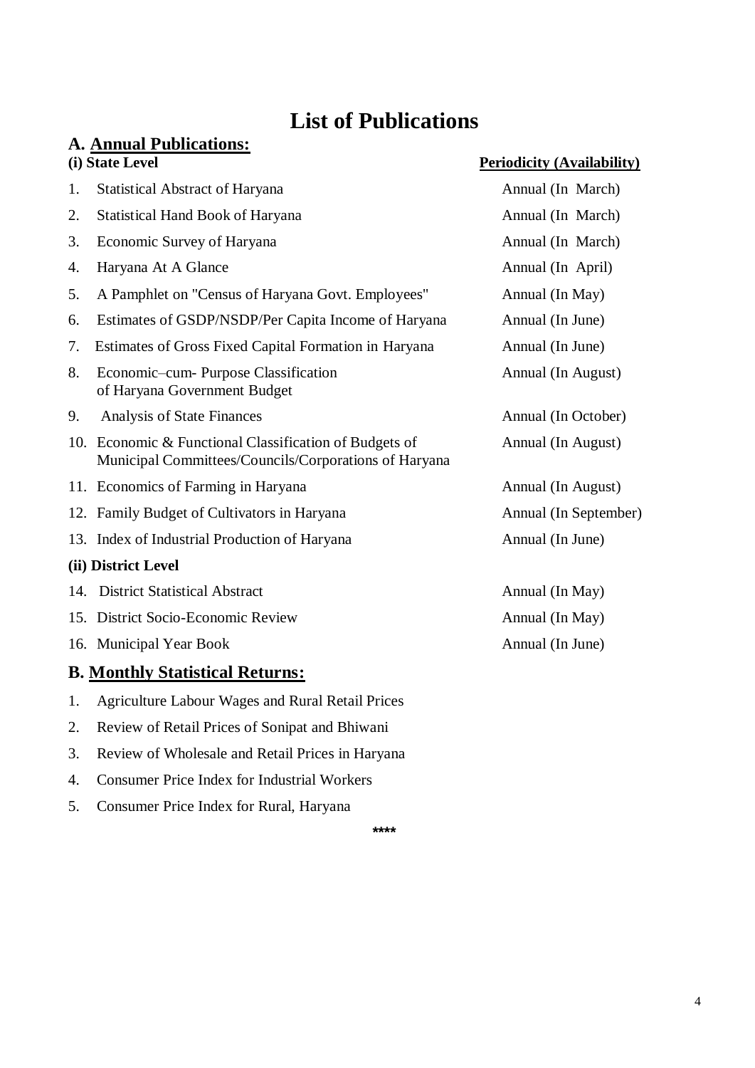# List of Publications

## A. Annual Publications:

| (i) State Level | Periodicity (Availability) |
|---|---|
| 1. Statistical Abstract of Haryana | Annual (In March) |
| 2. Statistical Hand Book of Haryana | Annual (In March) |
| 3. Economic Survey of Haryana | Annual (In March) |
| 4. Haryana At A Glance | Annual (In April) |
| 5. A Pamphlet on "Census of Haryana Govt. Employees" | Annual (In May) |
| 6. Estimates of GSDP/NSDP/Per Capita Income of Haryana | Annual (In June) |
| 7. Estimates of Gross Fixed Capital Formation in Haryana | Annual (In June) |
| 8. Economic–cum- Purpose Classification of Haryana Government Budget | Annual (In August) |
| 9. Analysis of State Finances | Annual (In October) |
| 10. Economic & Functional Classification of Budgets of Municipal Committees/Councils/Corporations of Haryana | Annual (In August) |
| 11. Economics of Farming in Haryana | Annual (In August) |
| 12. Family Budget of Cultivators in Haryana | Annual (In September) |
| 13. Index of Industrial Production of Haryana | Annual (In June) |
| **(ii) District Level** | |
| 14. District Statistical Abstract | Annual (In May) |
| 15. District Socio-Economic Review | Annual (In May) |
| 16. Municipal Year Book | Annual (In June) |

## B. Monthly Statistical Returns:

1. Agriculture Labour Wages and Rural Retail Prices
2. Review of Retail Prices of Sonipat and Bhiwani
3. Review of Wholesale and Retail Prices in Haryana
4. Consumer Price Index for Industrial Workers
5. Consumer Price Index for Rural, Haryana

****